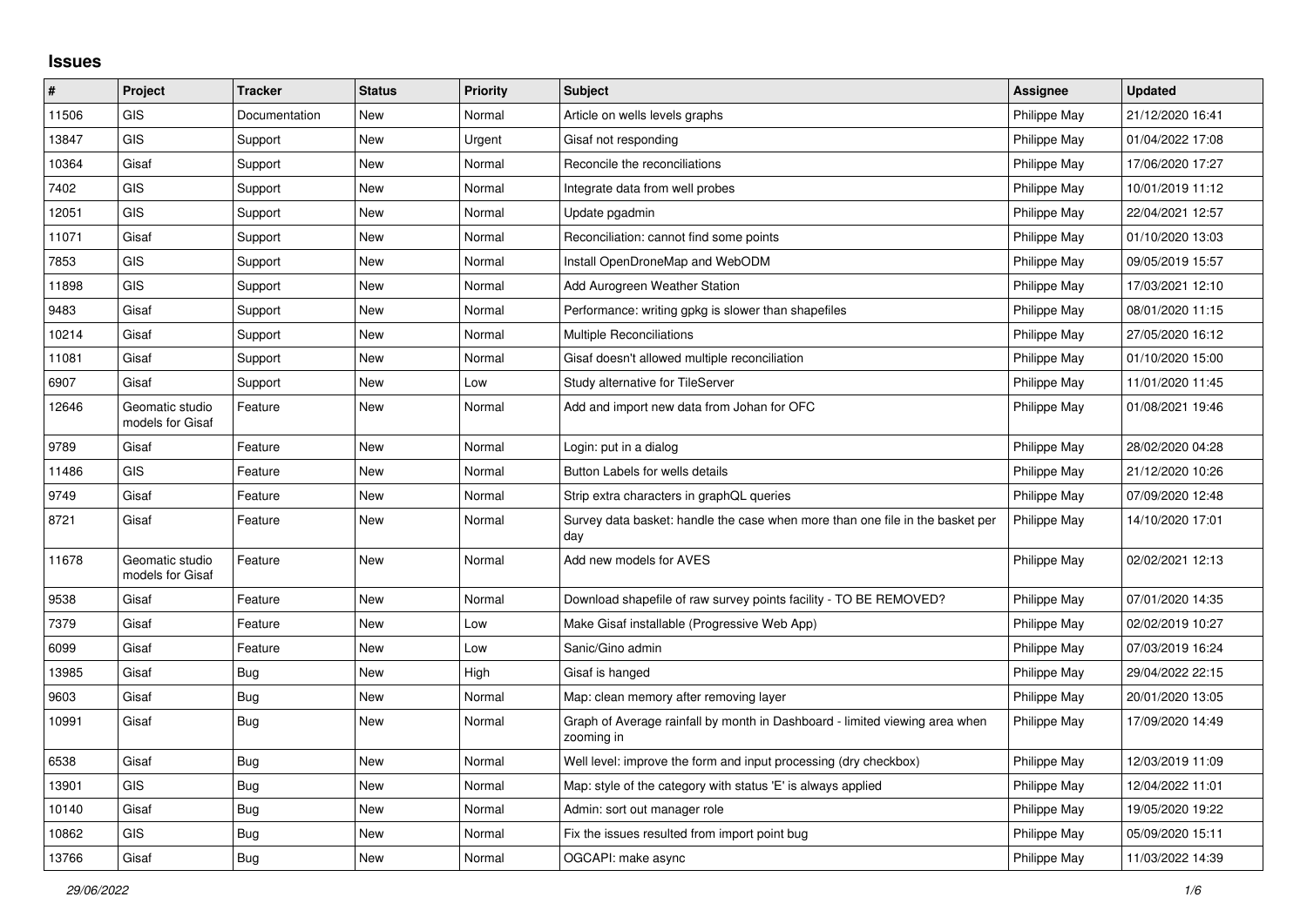## Issues

| # | Project | Tracker | Status | Priority | Subject | Assignee | Updated |
|---|---|---|---|---|---|---|---|
| 11506 | GIS | Documentation | New | Normal | Article on wells levels graphs | Philippe May | 21/12/2020 16:41 |
| 13847 | GIS | Support | New | Urgent | Gisaf not responding | Philippe May | 01/04/2022 17:08 |
| 10364 | Gisaf | Support | New | Normal | Reconcile the reconciliations | Philippe May | 17/06/2020 17:27 |
| 7402 | GIS | Support | New | Normal | Integrate data from well probes | Philippe May | 10/01/2019 11:12 |
| 12051 | GIS | Support | New | Normal | Update pgadmin | Philippe May | 22/04/2021 12:57 |
| 11071 | Gisaf | Support | New | Normal | Reconciliation: cannot find some points | Philippe May | 01/10/2020 13:03 |
| 7853 | GIS | Support | New | Normal | Install OpenDroneMap and WebODM | Philippe May | 09/05/2019 15:57 |
| 11898 | GIS | Support | New | Normal | Add Aurogreen Weather Station | Philippe May | 17/03/2021 12:10 |
| 9483 | Gisaf | Support | New | Normal | Performance: writing gpkg is slower than shapefiles | Philippe May | 08/01/2020 11:15 |
| 10214 | Gisaf | Support | New | Normal | Multiple Reconciliations | Philippe May | 27/05/2020 16:12 |
| 11081 | Gisaf | Support | New | Normal | Gisaf doesn't allowed multiple reconciliation | Philippe May | 01/10/2020 15:00 |
| 6907 | Gisaf | Support | New | Low | Study alternative for TileServer | Philippe May | 11/01/2020 11:45 |
| 12646 | Geomatic studio models for Gisaf | Feature | New | Normal | Add and import new data from Johan for OFC | Philippe May | 01/08/2021 19:46 |
| 9789 | Gisaf | Feature | New | Normal | Login: put in a dialog | Philippe May | 28/02/2020 04:28 |
| 11486 | GIS | Feature | New | Normal | Button Labels for wells details | Philippe May | 21/12/2020 10:26 |
| 9749 | Gisaf | Feature | New | Normal | Strip extra characters in graphQL queries | Philippe May | 07/09/2020 12:48 |
| 8721 | Gisaf | Feature | New | Normal | Survey data basket: handle the case when more than one file in the basket per day | Philippe May | 14/10/2020 17:01 |
| 11678 | Geomatic studio models for Gisaf | Feature | New | Normal | Add new models for AVES | Philippe May | 02/02/2021 12:13 |
| 9538 | Gisaf | Feature | New | Normal | Download shapefile of raw survey points facility - TO BE REMOVED? | Philippe May | 07/01/2020 14:35 |
| 7379 | Gisaf | Feature | New | Low | Make Gisaf installable (Progressive Web App) | Philippe May | 02/02/2019 10:27 |
| 6099 | Gisaf | Feature | New | Low | Sanic/Gino admin | Philippe May | 07/03/2019 16:24 |
| 13985 | Gisaf | Bug | New | High | Gisaf is hanged | Philippe May | 29/04/2022 22:15 |
| 9603 | Gisaf | Bug | New | Normal | Map: clean memory after removing layer | Philippe May | 20/01/2020 13:05 |
| 10991 | Gisaf | Bug | New | Normal | Graph of Average rainfall by month in Dashboard - limited viewing area when zooming in | Philippe May | 17/09/2020 14:49 |
| 6538 | Gisaf | Bug | New | Normal | Well level: improve the form and input processing (dry checkbox) | Philippe May | 12/03/2019 11:09 |
| 13901 | GIS | Bug | New | Normal | Map: style of the category with status 'E' is always applied | Philippe May | 12/04/2022 11:01 |
| 10140 | Gisaf | Bug | New | Normal | Admin: sort out manager role | Philippe May | 19/05/2020 19:22 |
| 10862 | GIS | Bug | New | Normal | Fix the issues resulted from import point bug | Philippe May | 05/09/2020 15:11 |
| 13766 | Gisaf | Bug | New | Normal | OGCAPI: make async | Philippe May | 11/03/2022 14:39 |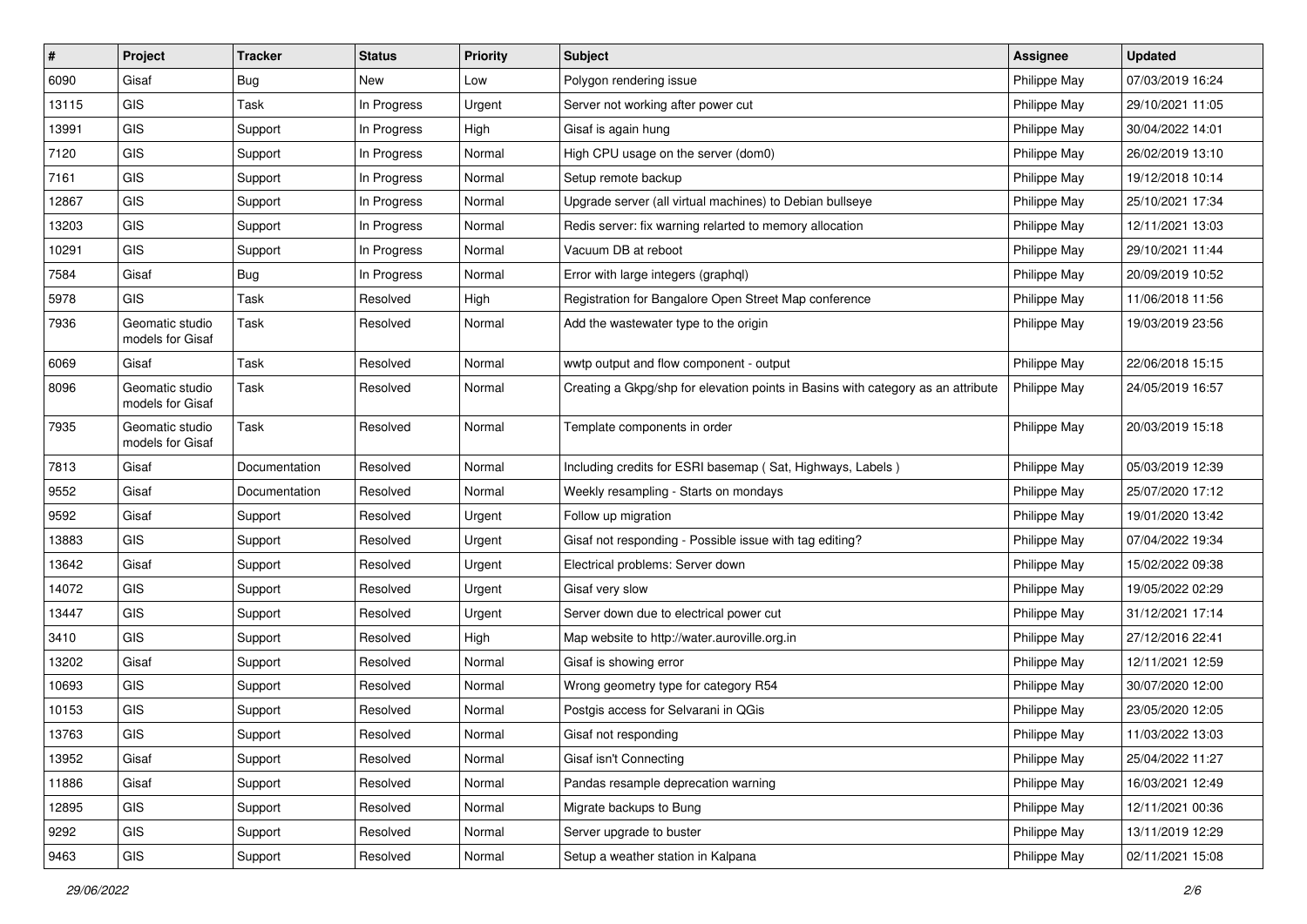| # | Project | Tracker | Status | Priority | Subject | Assignee | Updated |
|---|---|---|---|---|---|---|---|
| 6090 | Gisaf | Bug | New | Low | Polygon rendering issue | Philippe May | 07/03/2019 16:24 |
| 13115 | GIS | Task | In Progress | Urgent | Server not working after power cut | Philippe May | 29/10/2021 11:05 |
| 13991 | GIS | Support | In Progress | High | Gisaf is again hung | Philippe May | 30/04/2022 14:01 |
| 7120 | GIS | Support | In Progress | Normal | High CPU usage on the server (dom0) | Philippe May | 26/02/2019 13:10 |
| 7161 | GIS | Support | In Progress | Normal | Setup remote backup | Philippe May | 19/12/2018 10:14 |
| 12867 | GIS | Support | In Progress | Normal | Upgrade server (all virtual machines) to Debian bullseye | Philippe May | 25/10/2021 17:34 |
| 13203 | GIS | Support | In Progress | Normal | Redis server: fix warning relarted to memory allocation | Philippe May | 12/11/2021 13:03 |
| 10291 | GIS | Support | In Progress | Normal | Vacuum DB at reboot | Philippe May | 29/10/2021 11:44 |
| 7584 | Gisaf | Bug | In Progress | Normal | Error with large integers (graphql) | Philippe May | 20/09/2019 10:52 |
| 5978 | GIS | Task | Resolved | High | Registration for Bangalore Open Street Map conference | Philippe May | 11/06/2018 11:56 |
| 7936 | Geomatic studio models for Gisaf | Task | Resolved | Normal | Add the wastewater type to the origin | Philippe May | 19/03/2019 23:56 |
| 6069 | Gisaf | Task | Resolved | Normal | wwtp output and flow component - output | Philippe May | 22/06/2018 15:15 |
| 8096 | Geomatic studio models for Gisaf | Task | Resolved | Normal | Creating a Gkpg/shp for elevation points in Basins with category as an attribute | Philippe May | 24/05/2019 16:57 |
| 7935 | Geomatic studio models for Gisaf | Task | Resolved | Normal | Template components in order | Philippe May | 20/03/2019 15:18 |
| 7813 | Gisaf | Documentation | Resolved | Normal | Including credits for ESRI basemap ( Sat, Highways, Labels ) | Philippe May | 05/03/2019 12:39 |
| 9552 | Gisaf | Documentation | Resolved | Normal | Weekly resampling - Starts on mondays | Philippe May | 25/07/2020 17:12 |
| 9592 | Gisaf | Support | Resolved | Urgent | Follow up migration | Philippe May | 19/01/2020 13:42 |
| 13883 | GIS | Support | Resolved | Urgent | Gisaf not responding - Possible issue with tag editing? | Philippe May | 07/04/2022 19:34 |
| 13642 | Gisaf | Support | Resolved | Urgent | Electrical problems: Server down | Philippe May | 15/02/2022 09:38 |
| 14072 | GIS | Support | Resolved | Urgent | Gisaf very slow | Philippe May | 19/05/2022 02:29 |
| 13447 | GIS | Support | Resolved | Urgent | Server down due to electrical power cut | Philippe May | 31/12/2021 17:14 |
| 3410 | GIS | Support | Resolved | High | Map website to http://water.auroville.org.in | Philippe May | 27/12/2016 22:41 |
| 13202 | Gisaf | Support | Resolved | Normal | Gisaf is showing error | Philippe May | 12/11/2021 12:59 |
| 10693 | GIS | Support | Resolved | Normal | Wrong geometry type for category R54 | Philippe May | 30/07/2020 12:00 |
| 10153 | GIS | Support | Resolved | Normal | Postgis access for Selvarani in QGis | Philippe May | 23/05/2020 12:05 |
| 13763 | GIS | Support | Resolved | Normal | Gisaf not responding | Philippe May | 11/03/2022 13:03 |
| 13952 | Gisaf | Support | Resolved | Normal | Gisaf isn't Connecting | Philippe May | 25/04/2022 11:27 |
| 11886 | Gisaf | Support | Resolved | Normal | Pandas resample deprecation warning | Philippe May | 16/03/2021 12:49 |
| 12895 | GIS | Support | Resolved | Normal | Migrate backups to Bung | Philippe May | 12/11/2021 00:36 |
| 9292 | GIS | Support | Resolved | Normal | Server upgrade to buster | Philippe May | 13/11/2019 12:29 |
| 9463 | GIS | Support | Resolved | Normal | Setup a weather station in Kalpana | Philippe May | 02/11/2021 15:08 |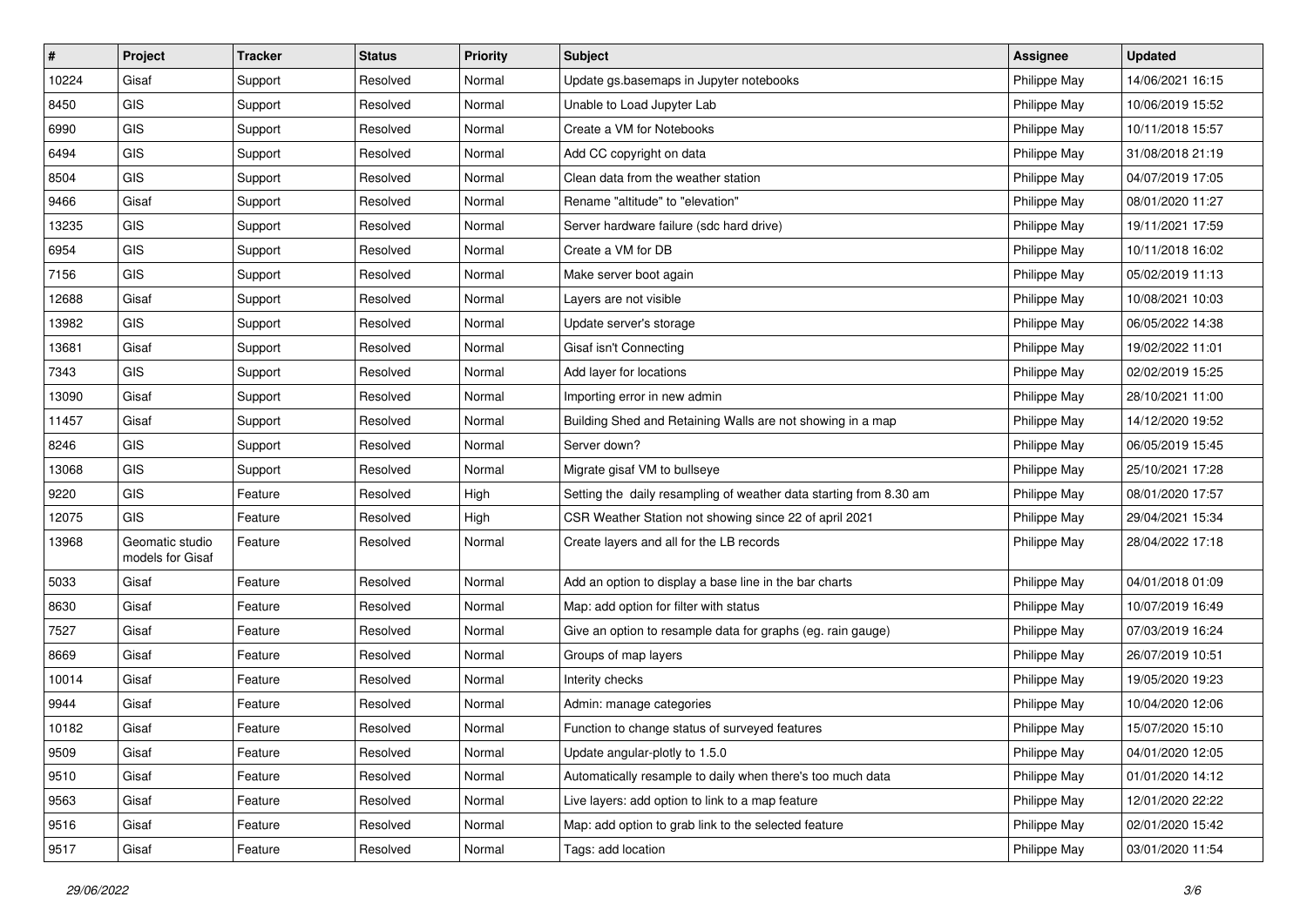| # | Project | Tracker | Status | Priority | Subject | Assignee | Updated |
|---|---|---|---|---|---|---|---|
| 10224 | Gisaf | Support | Resolved | Normal | Update gs.basemaps in Jupyter notebooks | Philippe May | 14/06/2021 16:15 |
| 8450 | GIS | Support | Resolved | Normal | Unable to Load Jupyter Lab | Philippe May | 10/06/2019 15:52 |
| 6990 | GIS | Support | Resolved | Normal | Create a VM for Notebooks | Philippe May | 10/11/2018 15:57 |
| 6494 | GIS | Support | Resolved | Normal | Add CC copyright on data | Philippe May | 31/08/2018 21:19 |
| 8504 | GIS | Support | Resolved | Normal | Clean data from the weather station | Philippe May | 04/07/2019 17:05 |
| 9466 | Gisaf | Support | Resolved | Normal | Rename "altitude" to "elevation" | Philippe May | 08/01/2020 11:27 |
| 13235 | GIS | Support | Resolved | Normal | Server hardware failure (sdc hard drive) | Philippe May | 19/11/2021 17:59 |
| 6954 | GIS | Support | Resolved | Normal | Create a VM for DB | Philippe May | 10/11/2018 16:02 |
| 7156 | GIS | Support | Resolved | Normal | Make server boot again | Philippe May | 05/02/2019 11:13 |
| 12688 | Gisaf | Support | Resolved | Normal | Layers are not visible | Philippe May | 10/08/2021 10:03 |
| 13982 | GIS | Support | Resolved | Normal | Update server's storage | Philippe May | 06/05/2022 14:38 |
| 13681 | Gisaf | Support | Resolved | Normal | Gisaf isn't Connecting | Philippe May | 19/02/2022 11:01 |
| 7343 | GIS | Support | Resolved | Normal | Add layer for locations | Philippe May | 02/02/2019 15:25 |
| 13090 | Gisaf | Support | Resolved | Normal | Importing error in new admin | Philippe May | 28/10/2021 11:00 |
| 11457 | Gisaf | Support | Resolved | Normal | Building Shed and Retaining Walls are not showing in a map | Philippe May | 14/12/2020 19:52 |
| 8246 | GIS | Support | Resolved | Normal | Server down? | Philippe May | 06/05/2019 15:45 |
| 13068 | GIS | Support | Resolved | Normal | Migrate gisaf VM to bullseye | Philippe May | 25/10/2021 17:28 |
| 9220 | GIS | Feature | Resolved | High | Setting the daily resampling of weather data starting from 8.30 am | Philippe May | 08/01/2020 17:57 |
| 12075 | GIS | Feature | Resolved | High | CSR Weather Station not showing since 22 of april 2021 | Philippe May | 29/04/2021 15:34 |
| 13968 | Geomatic studio models for Gisaf | Feature | Resolved | Normal | Create layers and all for the LB records | Philippe May | 28/04/2022 17:18 |
| 5033 | Gisaf | Feature | Resolved | Normal | Add an option to display a base line in the bar charts | Philippe May | 04/01/2018 01:09 |
| 8630 | Gisaf | Feature | Resolved | Normal | Map: add option for filter with status | Philippe May | 10/07/2019 16:49 |
| 7527 | Gisaf | Feature | Resolved | Normal | Give an option to resample data for graphs (eg. rain gauge) | Philippe May | 07/03/2019 16:24 |
| 8669 | Gisaf | Feature | Resolved | Normal | Groups of map layers | Philippe May | 26/07/2019 10:51 |
| 10014 | Gisaf | Feature | Resolved | Normal | Interity checks | Philippe May | 19/05/2020 19:23 |
| 9944 | Gisaf | Feature | Resolved | Normal | Admin: manage categories | Philippe May | 10/04/2020 12:06 |
| 10182 | Gisaf | Feature | Resolved | Normal | Function to change status of surveyed features | Philippe May | 15/07/2020 15:10 |
| 9509 | Gisaf | Feature | Resolved | Normal | Update angular-plotly to 1.5.0 | Philippe May | 04/01/2020 12:05 |
| 9510 | Gisaf | Feature | Resolved | Normal | Automatically resample to daily when there's too much data | Philippe May | 01/01/2020 14:12 |
| 9563 | Gisaf | Feature | Resolved | Normal | Live layers: add option to link to a map feature | Philippe May | 12/01/2020 22:22 |
| 9516 | Gisaf | Feature | Resolved | Normal | Map: add option to grab link to the selected feature | Philippe May | 02/01/2020 15:42 |
| 9517 | Gisaf | Feature | Resolved | Normal | Tags: add location | Philippe May | 03/01/2020 11:54 |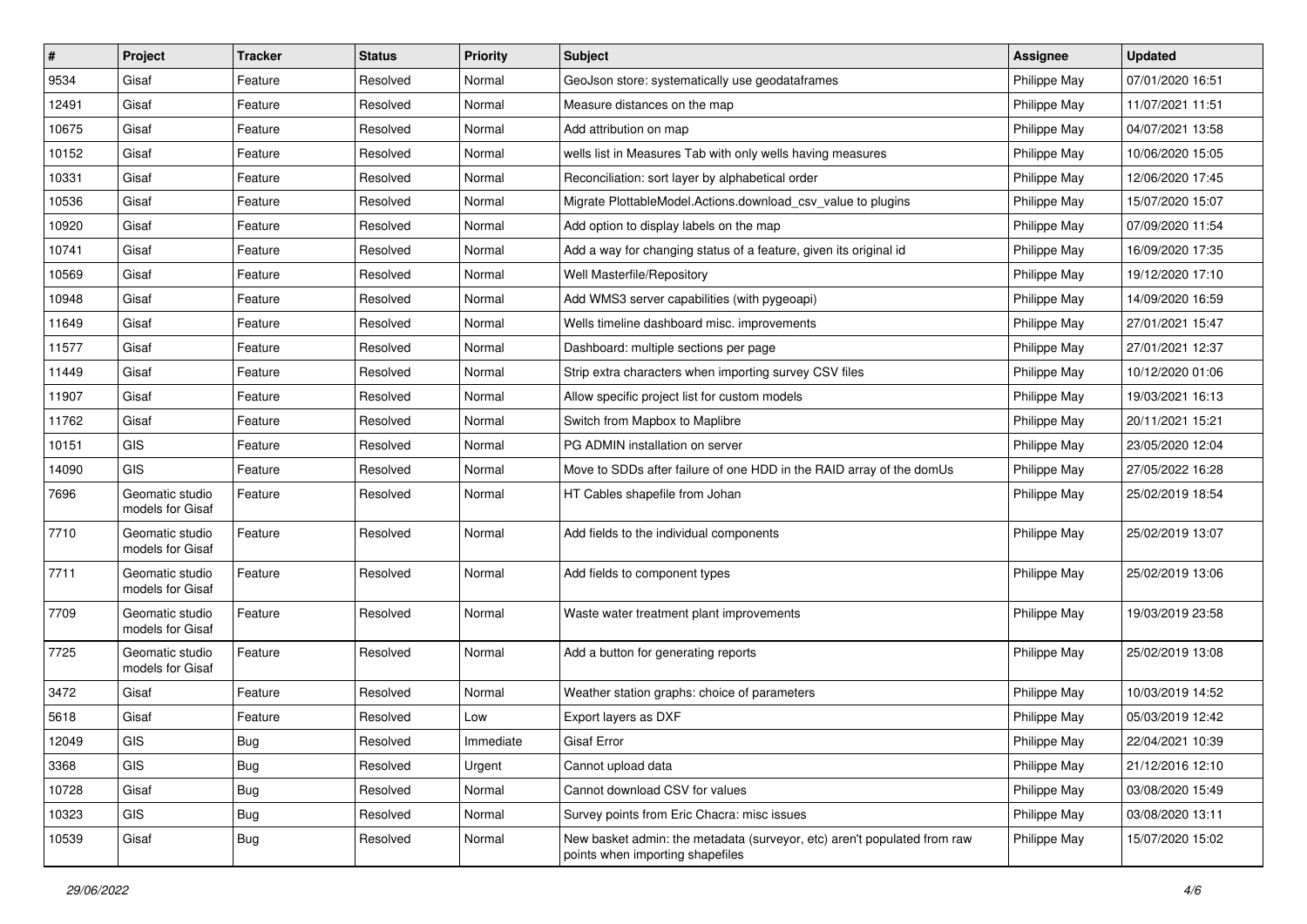| # | Project | Tracker | Status | Priority | Subject | Assignee | Updated |
|---|---|---|---|---|---|---|---|
| 9534 | Gisaf | Feature | Resolved | Normal | GeoJson store: systematically use geodataframes | Philippe May | 07/01/2020 16:51 |
| 12491 | Gisaf | Feature | Resolved | Normal | Measure distances on the map | Philippe May | 11/07/2021 11:51 |
| 10675 | Gisaf | Feature | Resolved | Normal | Add attribution on map | Philippe May | 04/07/2021 13:58 |
| 10152 | Gisaf | Feature | Resolved | Normal | wells list in Measures Tab with only wells having measures | Philippe May | 10/06/2020 15:05 |
| 10331 | Gisaf | Feature | Resolved | Normal | Reconciliation: sort layer by alphabetical order | Philippe May | 12/06/2020 17:45 |
| 10536 | Gisaf | Feature | Resolved | Normal | Migrate PlottableModel.Actions.download_csv_value to plugins | Philippe May | 15/07/2020 15:07 |
| 10920 | Gisaf | Feature | Resolved | Normal | Add option to display labels on the map | Philippe May | 07/09/2020 11:54 |
| 10741 | Gisaf | Feature | Resolved | Normal | Add a way for changing status of a feature, given its original id | Philippe May | 16/09/2020 17:35 |
| 10569 | Gisaf | Feature | Resolved | Normal | Well Masterfile/Repository | Philippe May | 19/12/2020 17:10 |
| 10948 | Gisaf | Feature | Resolved | Normal | Add WMS3 server capabilities (with pygeoapi) | Philippe May | 14/09/2020 16:59 |
| 11649 | Gisaf | Feature | Resolved | Normal | Wells timeline dashboard misc. improvements | Philippe May | 27/01/2021 15:47 |
| 11577 | Gisaf | Feature | Resolved | Normal | Dashboard: multiple sections per page | Philippe May | 27/01/2021 12:37 |
| 11449 | Gisaf | Feature | Resolved | Normal | Strip extra characters when importing survey CSV files | Philippe May | 10/12/2020 01:06 |
| 11907 | Gisaf | Feature | Resolved | Normal | Allow specific project list for custom models | Philippe May | 19/03/2021 16:13 |
| 11762 | Gisaf | Feature | Resolved | Normal | Switch from Mapbox to Maplibre | Philippe May | 20/11/2021 15:21 |
| 10151 | GIS | Feature | Resolved | Normal | PG ADMIN installation on server | Philippe May | 23/05/2020 12:04 |
| 14090 | GIS | Feature | Resolved | Normal | Move to SDDs after failure of one HDD in the RAID array of the domUs | Philippe May | 27/05/2022 16:28 |
| 7696 | Geomatic studio models for Gisaf | Feature | Resolved | Normal | HT Cables shapefile from Johan | Philippe May | 25/02/2019 18:54 |
| 7710 | Geomatic studio models for Gisaf | Feature | Resolved | Normal | Add fields to the individual components | Philippe May | 25/02/2019 13:07 |
| 7711 | Geomatic studio models for Gisaf | Feature | Resolved | Normal | Add fields to component types | Philippe May | 25/02/2019 13:06 |
| 7709 | Geomatic studio models for Gisaf | Feature | Resolved | Normal | Waste water treatment plant improvements | Philippe May | 19/03/2019 23:58 |
| 7725 | Geomatic studio models for Gisaf | Feature | Resolved | Normal | Add a button for generating reports | Philippe May | 25/02/2019 13:08 |
| 3472 | Gisaf | Feature | Resolved | Normal | Weather station graphs: choice of parameters | Philippe May | 10/03/2019 14:52 |
| 5618 | Gisaf | Feature | Resolved | Low | Export layers as DXF | Philippe May | 05/03/2019 12:42 |
| 12049 | GIS | Bug | Resolved | Immediate | Gisaf Error | Philippe May | 22/04/2021 10:39 |
| 3368 | GIS | Bug | Resolved | Urgent | Cannot upload data | Philippe May | 21/12/2016 12:10 |
| 10728 | Gisaf | Bug | Resolved | Normal | Cannot download CSV for values | Philippe May | 03/08/2020 15:49 |
| 10323 | GIS | Bug | Resolved | Normal | Survey points from Eric Chacra: misc issues | Philippe May | 03/08/2020 13:11 |
| 10539 | Gisaf | Bug | Resolved | Normal | New basket admin: the metadata (surveyor, etc) aren't populated from raw points when importing shapefiles | Philippe May | 15/07/2020 15:02 |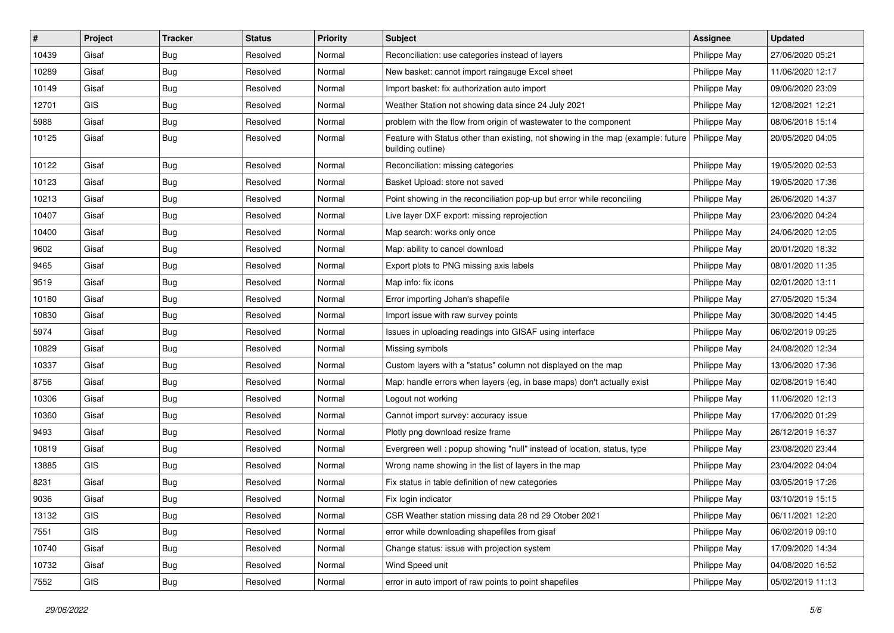| # | Project | Tracker | Status | Priority | Subject | Assignee | Updated |
|---|---|---|---|---|---|---|---|
| 10439 | Gisaf | Bug | Resolved | Normal | Reconciliation: use categories instead of layers | Philippe May | 27/06/2020 05:21 |
| 10289 | Gisaf | Bug | Resolved | Normal | New basket: cannot import raingauge Excel sheet | Philippe May | 11/06/2020 12:17 |
| 10149 | Gisaf | Bug | Resolved | Normal | Import basket: fix authorization auto import | Philippe May | 09/06/2020 23:09 |
| 12701 | GIS | Bug | Resolved | Normal | Weather Station not showing data since 24 July 2021 | Philippe May | 12/08/2021 12:21 |
| 5988 | Gisaf | Bug | Resolved | Normal | problem with the flow from origin of wastewater to the component | Philippe May | 08/06/2018 15:14 |
| 10125 | Gisaf | Bug | Resolved | Normal | Feature with Status other than existing, not showing in the map (example: future building outline) | Philippe May | 20/05/2020 04:05 |
| 10122 | Gisaf | Bug | Resolved | Normal | Reconciliation: missing categories | Philippe May | 19/05/2020 02:53 |
| 10123 | Gisaf | Bug | Resolved | Normal | Basket Upload: store not saved | Philippe May | 19/05/2020 17:36 |
| 10213 | Gisaf | Bug | Resolved | Normal | Point showing in the reconciliation pop-up but error while reconciling | Philippe May | 26/06/2020 14:37 |
| 10407 | Gisaf | Bug | Resolved | Normal | Live layer DXF export: missing reprojection | Philippe May | 23/06/2020 04:24 |
| 10400 | Gisaf | Bug | Resolved | Normal | Map search: works only once | Philippe May | 24/06/2020 12:05 |
| 9602 | Gisaf | Bug | Resolved | Normal | Map: ability to cancel download | Philippe May | 20/01/2020 18:32 |
| 9465 | Gisaf | Bug | Resolved | Normal | Export plots to PNG missing axis labels | Philippe May | 08/01/2020 11:35 |
| 9519 | Gisaf | Bug | Resolved | Normal | Map info: fix icons | Philippe May | 02/01/2020 13:11 |
| 10180 | Gisaf | Bug | Resolved | Normal | Error importing Johan's shapefile | Philippe May | 27/05/2020 15:34 |
| 10830 | Gisaf | Bug | Resolved | Normal | Import issue with raw survey points | Philippe May | 30/08/2020 14:45 |
| 5974 | Gisaf | Bug | Resolved | Normal | Issues in uploading readings into GISAF using interface | Philippe May | 06/02/2019 09:25 |
| 10829 | Gisaf | Bug | Resolved | Normal | Missing symbols | Philippe May | 24/08/2020 12:34 |
| 10337 | Gisaf | Bug | Resolved | Normal | Custom layers with a "status" column not displayed on the map | Philippe May | 13/06/2020 17:36 |
| 8756 | Gisaf | Bug | Resolved | Normal | Map: handle errors when layers (eg, in base maps) don't actually exist | Philippe May | 02/08/2019 16:40 |
| 10306 | Gisaf | Bug | Resolved | Normal | Logout not working | Philippe May | 11/06/2020 12:13 |
| 10360 | Gisaf | Bug | Resolved | Normal | Cannot import survey: accuracy issue | Philippe May | 17/06/2020 01:29 |
| 9493 | Gisaf | Bug | Resolved | Normal | Plotly png download resize frame | Philippe May | 26/12/2019 16:37 |
| 10819 | Gisaf | Bug | Resolved | Normal | Evergreen well : popup showing "null" instead of location, status, type | Philippe May | 23/08/2020 23:44 |
| 13885 | GIS | Bug | Resolved | Normal | Wrong name showing in the list of layers in the map | Philippe May | 23/04/2022 04:04 |
| 8231 | Gisaf | Bug | Resolved | Normal | Fix status in table definition of new categories | Philippe May | 03/05/2019 17:26 |
| 9036 | Gisaf | Bug | Resolved | Normal | Fix login indicator | Philippe May | 03/10/2019 15:15 |
| 13132 | GIS | Bug | Resolved | Normal | CSR Weather station missing data 28 nd 29 Otober 2021 | Philippe May | 06/11/2021 12:20 |
| 7551 | GIS | Bug | Resolved | Normal | error while downloading shapefiles from gisaf | Philippe May | 06/02/2019 09:10 |
| 10740 | Gisaf | Bug | Resolved | Normal | Change status: issue with projection system | Philippe May | 17/09/2020 14:34 |
| 10732 | Gisaf | Bug | Resolved | Normal | Wind Speed unit | Philippe May | 04/08/2020 16:52 |
| 7552 | GIS | Bug | Resolved | Normal | error in auto import of raw points to point shapefiles | Philippe May | 05/02/2019 11:13 |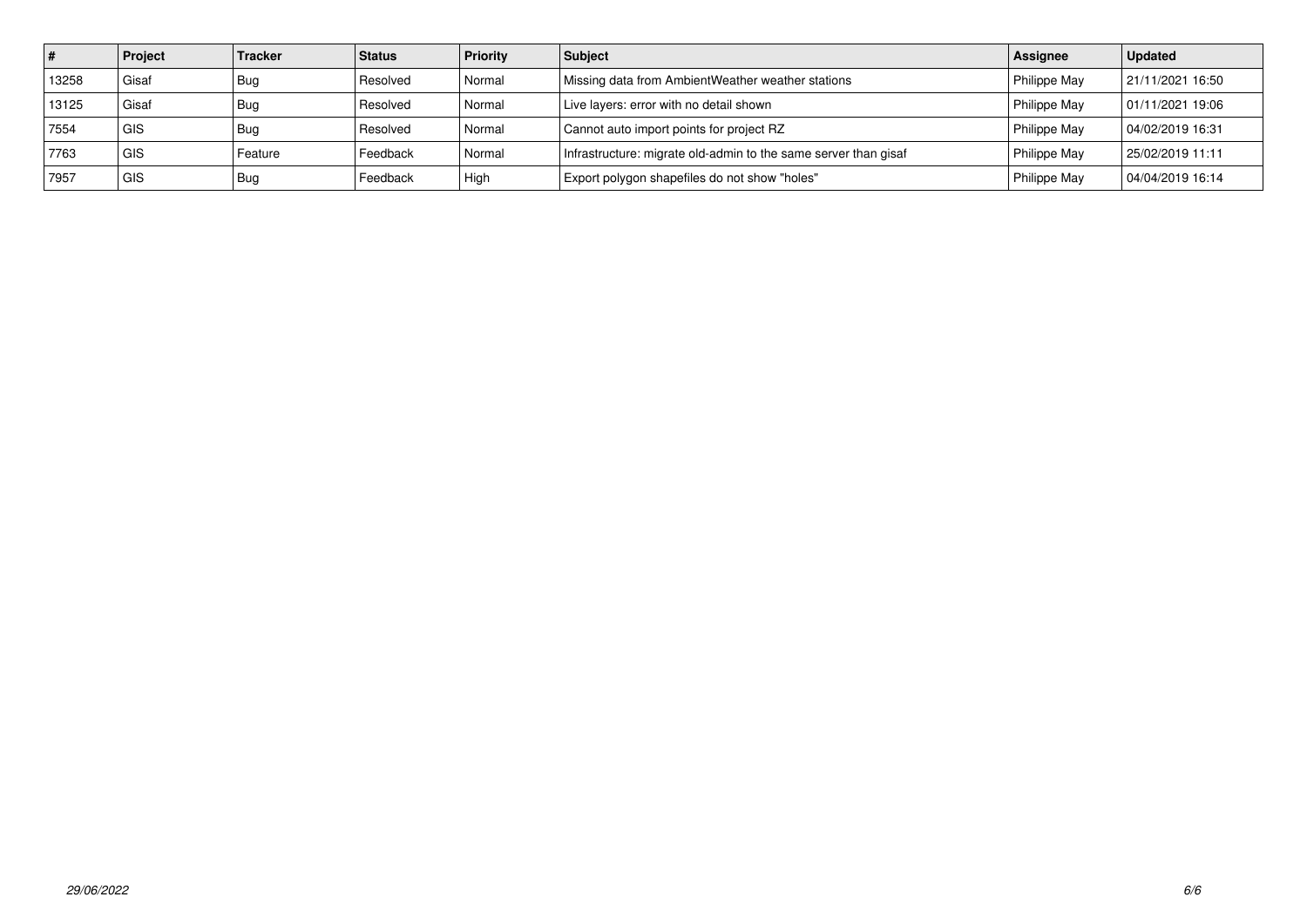| # | Project | Tracker | Status | Priority | Subject | Assignee | Updated |
| --- | --- | --- | --- | --- | --- | --- | --- |
| 13258 | Gisaf | Bug | Resolved | Normal | Missing data from AmbientWeather weather stations | Philippe May | 21/11/2021 16:50 |
| 13125 | Gisaf | Bug | Resolved | Normal | Live layers: error with no detail shown | Philippe May | 01/11/2021 19:06 |
| 7554 | GIS | Bug | Resolved | Normal | Cannot auto import points for project RZ | Philippe May | 04/02/2019 16:31 |
| 7763 | GIS | Feature | Feedback | Normal | Infrastructure: migrate old-admin to the same server than gisaf | Philippe May | 25/02/2019 11:11 |
| 7957 | GIS | Bug | Feedback | High | Export polygon shapefiles do not show "holes" | Philippe May | 04/04/2019 16:14 |

*29/06/2022*